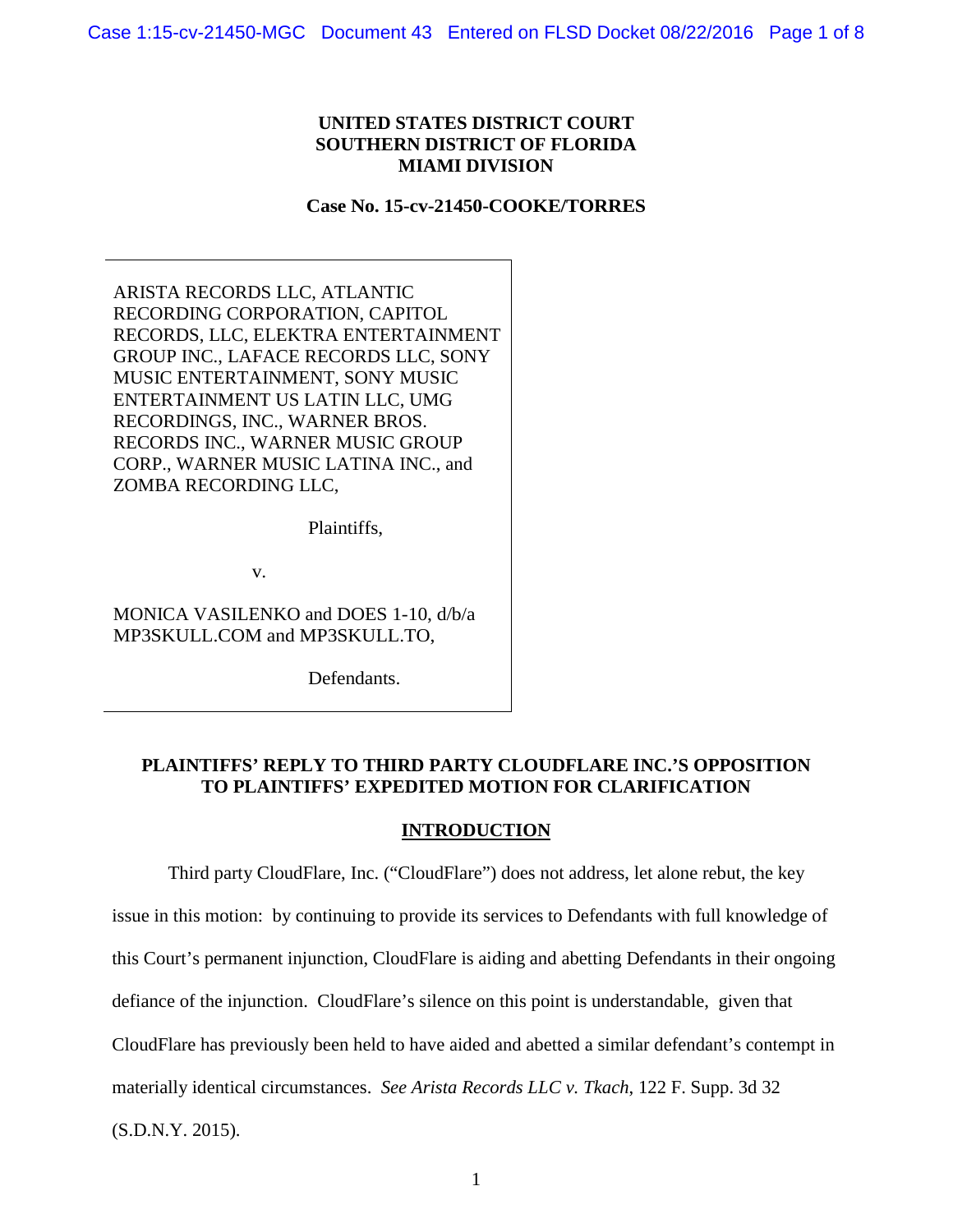**UNITED STATES DISTRICT COURT**
**SOUTHERN DISTRICT OF FLORIDA**
**MIAMI DIVISION**

**Case No. 15-cv-21450-COOKE/TORRES**

ARISTA RECORDS LLC, ATLANTIC RECORDING CORPORATION, CAPITOL RECORDS, LLC, ELEKTRA ENTERTAINMENT GROUP INC., LAFACE RECORDS LLC, SONY MUSIC ENTERTAINMENT, SONY MUSIC ENTERTAINMENT US LATIN LLC, UMG RECORDINGS, INC., WARNER BROS. RECORDS INC., WARNER MUSIC GROUP CORP., WARNER MUSIC LATINA INC., and ZOMBA RECORDING LLC,

Plaintiffs,

v.

MONICA VASILENKO and DOES 1-10, d/b/a MP3SKULL.COM and MP3SKULL.TO,

Defendants.

**PLAINTIFFS' REPLY TO THIRD PARTY CLOUDFLARE INC.'S OPPOSITION TO PLAINTIFFS' EXPEDITED MOTION FOR CLARIFICATION**

## INTRODUCTION

Third party CloudFlare, Inc. ("CloudFlare") does not address, let alone rebut, the key issue in this motion: by continuing to provide its services to Defendants with full knowledge of this Court's permanent injunction, CloudFlare is aiding and abetting Defendants in their ongoing defiance of the injunction. CloudFlare's silence on this point is understandable, given that CloudFlare has previously been held to have aided and abetted a similar defendant's contempt in materially identical circumstances. *See Arista Records LLC v. Tkach*, 122 F. Supp. 3d 32 (S.D.N.Y. 2015).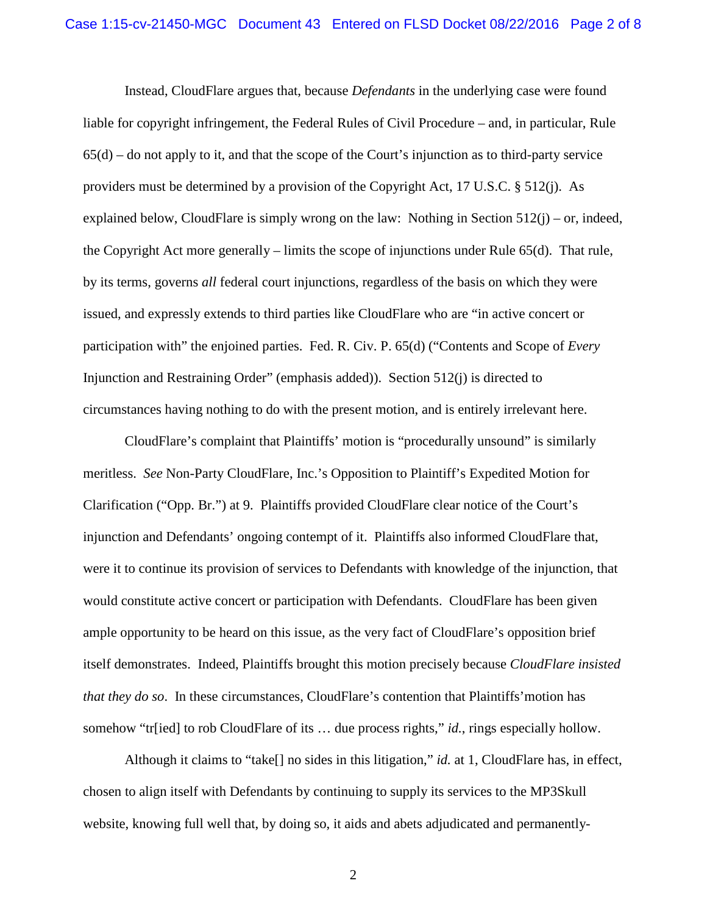Instead, CloudFlare argues that, because *Defendants* in the underlying case were found liable for copyright infringement, the Federal Rules of Civil Procedure – and, in particular, Rule 65(d) – do not apply to it, and that the scope of the Court's injunction as to third-party service providers must be determined by a provision of the Copyright Act, 17 U.S.C. § 512(j). As explained below, CloudFlare is simply wrong on the law: Nothing in Section 512(j) – or, indeed, the Copyright Act more generally – limits the scope of injunctions under Rule 65(d). That rule, by its terms, governs *all* federal court injunctions, regardless of the basis on which they were issued, and expressly extends to third parties like CloudFlare who are "in active concert or participation with" the enjoined parties. Fed. R. Civ. P. 65(d) ("Contents and Scope of *Every* Injunction and Restraining Order" (emphasis added)). Section 512(j) is directed to circumstances having nothing to do with the present motion, and is entirely irrelevant here.

CloudFlare's complaint that Plaintiffs' motion is "procedurally unsound" is similarly meritless. *See* Non-Party CloudFlare, Inc.'s Opposition to Plaintiff's Expedited Motion for Clarification ("Opp. Br.") at 9. Plaintiffs provided CloudFlare clear notice of the Court's injunction and Defendants' ongoing contempt of it. Plaintiffs also informed CloudFlare that, were it to continue its provision of services to Defendants with knowledge of the injunction, that would constitute active concert or participation with Defendants. CloudFlare has been given ample opportunity to be heard on this issue, as the very fact of CloudFlare's opposition brief itself demonstrates. Indeed, Plaintiffs brought this motion precisely because *CloudFlare insisted that they do so*. In these circumstances, CloudFlare's contention that Plaintiffs' motion has somehow "tr[ied] to rob CloudFlare of its … due process rights," *id.*, rings especially hollow.

Although it claims to "take[] no sides in this litigation," *id.* at 1, CloudFlare has, in effect, chosen to align itself with Defendants by continuing to supply its services to the MP3Skull website, knowing full well that, by doing so, it aids and abets adjudicated and permanently-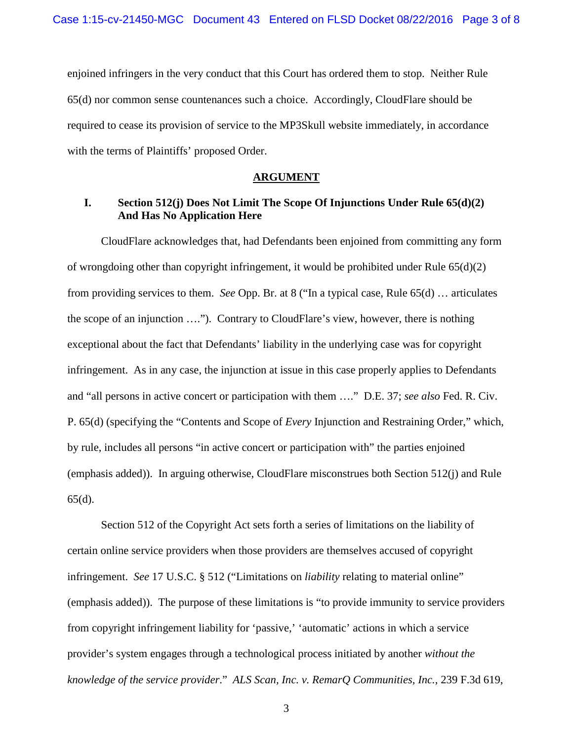enjoined infringers in the very conduct that this Court has ordered them to stop. Neither Rule 65(d) nor common sense countenances such a choice. Accordingly, CloudFlare should be required to cease its provision of service to the MP3Skull website immediately, in accordance with the terms of Plaintiffs' proposed Order.

## ARGUMENT

### I. Section 512(j) Does Not Limit The Scope Of Injunctions Under Rule 65(d)(2) And Has No Application Here

CloudFlare acknowledges that, had Defendants been enjoined from committing any form of wrongdoing other than copyright infringement, it would be prohibited under Rule 65(d)(2) from providing services to them. *See* Opp. Br. at 8 ("In a typical case, Rule 65(d) … articulates the scope of an injunction …."). Contrary to CloudFlare's view, however, there is nothing exceptional about the fact that Defendants' liability in the underlying case was for copyright infringement. As in any case, the injunction at issue in this case properly applies to Defendants and "all persons in active concert or participation with them …." D.E. 37; *see also* Fed. R. Civ. P. 65(d) (specifying the "Contents and Scope of *Every* Injunction and Restraining Order," which, by rule, includes all persons "in active concert or participation with" the parties enjoined (emphasis added)). In arguing otherwise, CloudFlare misconstrues both Section 512(j) and Rule 65(d).

Section 512 of the Copyright Act sets forth a series of limitations on the liability of certain online service providers when those providers are themselves accused of copyright infringement. *See* 17 U.S.C. § 512 ("Limitations on *liability* relating to material online" (emphasis added)). The purpose of these limitations is "to provide immunity to service providers from copyright infringement liability for 'passive,' 'automatic' actions in which a service provider's system engages through a technological process initiated by another *without the knowledge of the service provider*." *ALS Scan, Inc. v. RemarQ Communities, Inc.*, 239 F.3d 619,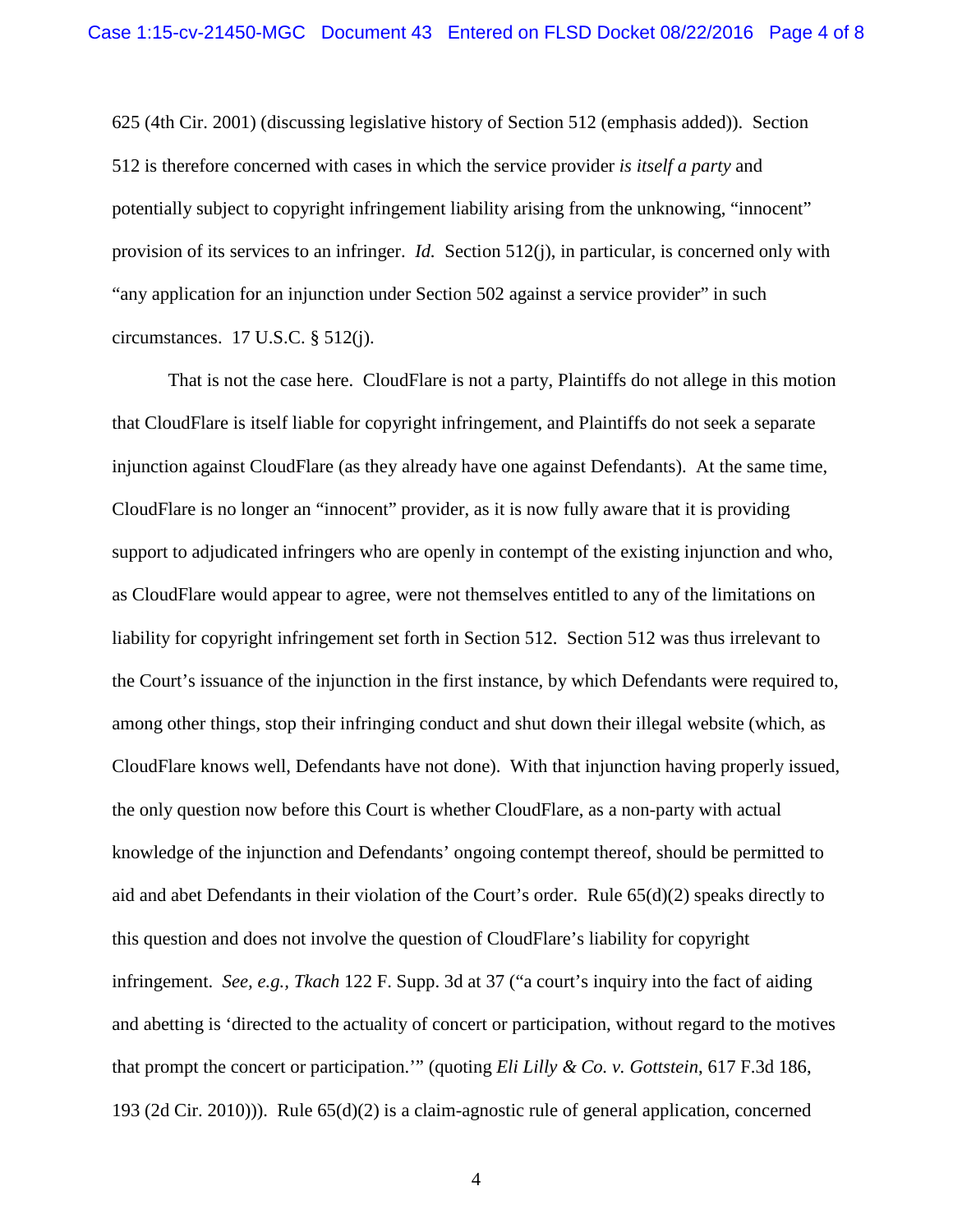625 (4th Cir. 2001) (discussing legislative history of Section 512 (emphasis added)). Section 512 is therefore concerned with cases in which the service provider ***is itself a party*** and potentially subject to copyright infringement liability arising from the unknowing, "innocent" provision of its services to an infringer. *Id.* Section 512(j), in particular, is concerned only with "any application for an injunction under Section 502 against a service provider" in such circumstances. 17 U.S.C. § 512(j).

That is not the case here. CloudFlare is not a party, Plaintiffs do not allege in this motion that CloudFlare is itself liable for copyright infringement, and Plaintiffs do not seek a separate injunction against CloudFlare (as they already have one against Defendants). At the same time, CloudFlare is no longer an "innocent" provider, as it is now fully aware that it is providing support to adjudicated infringers who are openly in contempt of the existing injunction and who, as CloudFlare would appear to agree, were not themselves entitled to any of the limitations on liability for copyright infringement set forth in Section 512. Section 512 was thus irrelevant to the Court's issuance of the injunction in the first instance, by which Defendants were required to, among other things, stop their infringing conduct and shut down their illegal website (which, as CloudFlare knows well, Defendants have not done). With that injunction having properly issued, the only question now before this Court is whether CloudFlare, as a non-party with actual knowledge of the injunction and Defendants' ongoing contempt thereof, should be permitted to aid and abet Defendants in their violation of the Court's order. Rule 65(d)(2) speaks directly to this question and does not involve the question of CloudFlare's liability for copyright infringement. *See, e.g.*, *Tkach* 122 F. Supp. 3d at 37 ("a court's inquiry into the fact of aiding and abetting is 'directed to the actuality of concert or participation, without regard to the motives that prompt the concert or participation.'" (quoting *Eli Lilly & Co. v. Gottstein*, 617 F.3d 186, 193 (2d Cir. 2010))). Rule 65(d)(2) is a claim-agnostic rule of general application, concerned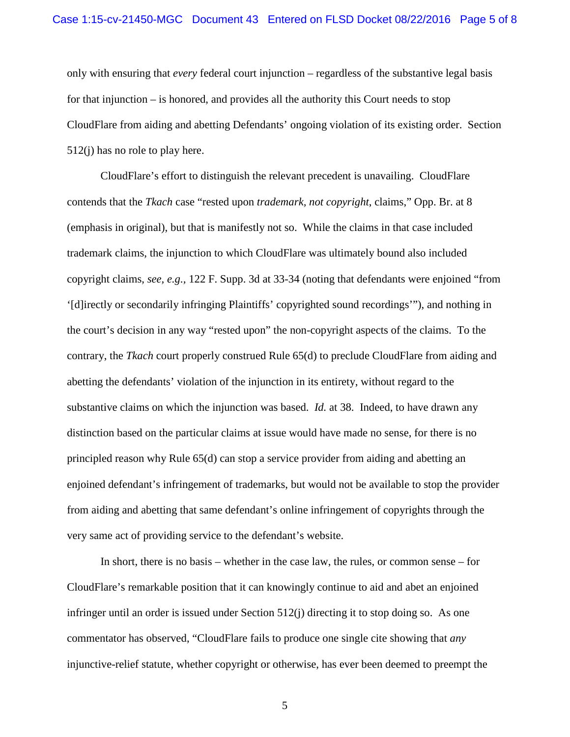only with ensuring that *every* federal court injunction – regardless of the substantive legal basis for that injunction – is honored, and provides all the authority this Court needs to stop CloudFlare from aiding and abetting Defendants' ongoing violation of its existing order. Section 512(j) has no role to play here.

CloudFlare's effort to distinguish the relevant precedent is unavailing. CloudFlare contends that the *Tkach* case "rested upon *trademark, not copyright*, claims," Opp. Br. at 8 (emphasis in original), but that is manifestly not so. While the claims in that case included trademark claims, the injunction to which CloudFlare was ultimately bound also included copyright claims, *see, e.g.*, 122 F. Supp. 3d at 33-34 (noting that defendants were enjoined "from '[d]irectly or secondarily infringing Plaintiffs' copyrighted sound recordings'"), and nothing in the court's decision in any way "rested upon" the non-copyright aspects of the claims. To the contrary, the *Tkach* court properly construed Rule 65(d) to preclude CloudFlare from aiding and abetting the defendants' violation of the injunction in its entirety, without regard to the substantive claims on which the injunction was based. *Id.* at 38. Indeed, to have drawn any distinction based on the particular claims at issue would have made no sense, for there is no principled reason why Rule 65(d) can stop a service provider from aiding and abetting an enjoined defendant's infringement of trademarks, but would not be available to stop the provider from aiding and abetting that same defendant's online infringement of copyrights through the very same act of providing service to the defendant's website.

In short, there is no basis – whether in the case law, the rules, or common sense – for CloudFlare's remarkable position that it can knowingly continue to aid and abet an enjoined infringer until an order is issued under Section 512(j) directing it to stop doing so. As one commentator has observed, "CloudFlare fails to produce one single cite showing that *any* injunctive-relief statute, whether copyright or otherwise, has ever been deemed to preempt the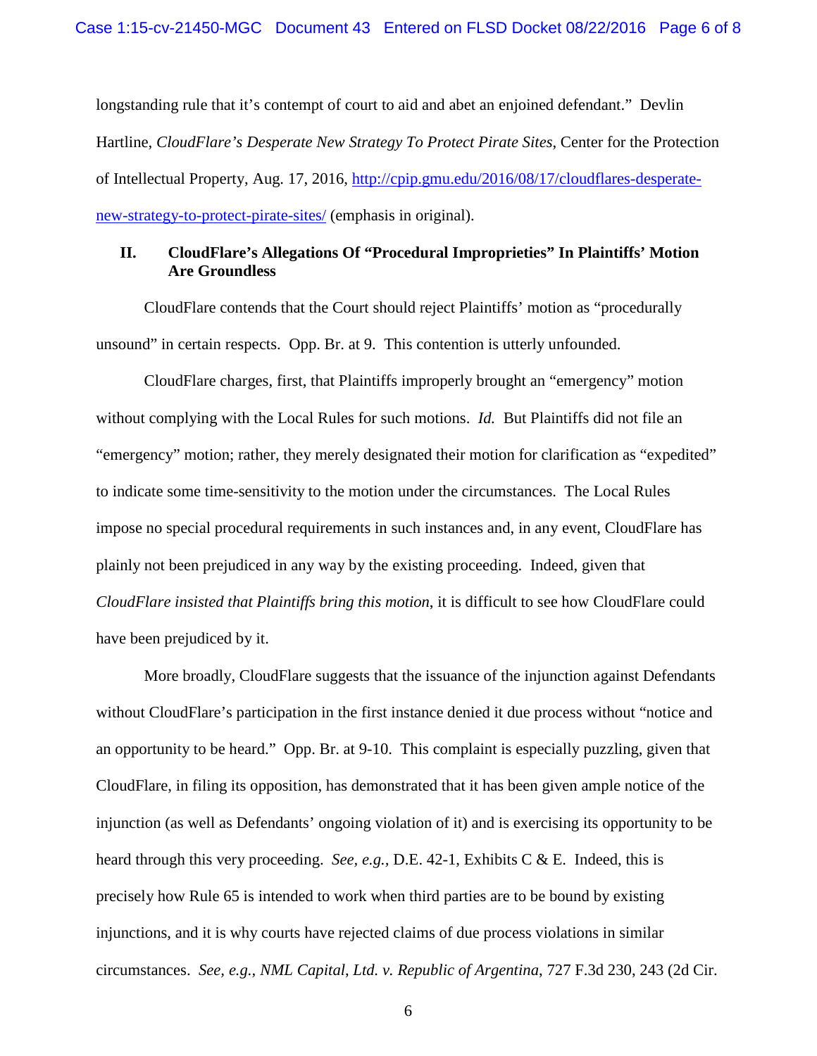longstanding rule that it's contempt of court to aid and abet an enjoined defendant." Devlin Hartline, *CloudFlare's Desperate New Strategy To Protect Pirate Sites*, Center for the Protection of Intellectual Property, Aug. 17, 2016, [http://cpip.gmu.edu/2016/08/17/cloudflares-desperate-new-strategy-to-protect-pirate-sites/](http://cpip.gmu.edu/2016/08/17/cloudflares-desperate-new-strategy-to-protect-pirate-sites/) (emphasis in original).

## II. CloudFlare's Allegations Of "Procedural Improprieties" In Plaintiffs' Motion Are Groundless

CloudFlare contends that the Court should reject Plaintiffs' motion as "procedurally unsound" in certain respects. Opp. Br. at 9. This contention is utterly unfounded.

CloudFlare charges, first, that Plaintiffs improperly brought an "emergency" motion without complying with the Local Rules for such motions. *Id.* But Plaintiffs did not file an "emergency" motion; rather, they merely designated their motion for clarification as "expedited" to indicate some time-sensitivity to the motion under the circumstances. The Local Rules impose no special procedural requirements in such instances and, in any event, CloudFlare has plainly not been prejudiced in any way by the existing proceeding. Indeed, given that *CloudFlare insisted that Plaintiffs bring this motion*, it is difficult to see how CloudFlare could have been prejudiced by it.

More broadly, CloudFlare suggests that the issuance of the injunction against Defendants without CloudFlare's participation in the first instance denied it due process without "notice and an opportunity to be heard." Opp. Br. at 9-10. This complaint is especially puzzling, given that CloudFlare, in filing its opposition, has demonstrated that it has been given ample notice of the injunction (as well as Defendants' ongoing violation of it) and is exercising its opportunity to be heard through this very proceeding. *See, e.g.,* D.E. 42-1, Exhibits C & E. Indeed, this is precisely how Rule 65 is intended to work when third parties are to be bound by existing injunctions, and it is why courts have rejected claims of due process violations in similar circumstances. *See, e.g.*, *NML Capital, Ltd. v. Republic of Argentina*, 727 F.3d 230, 243 (2d Cir.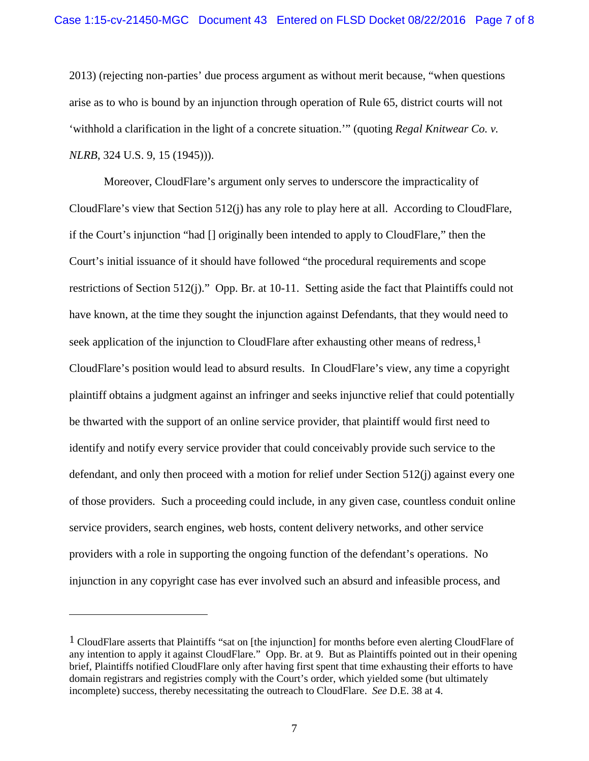2013) (rejecting non-parties' due process argument as without merit because, "when questions arise as to who is bound by an injunction through operation of Rule 65, district courts will not 'withhold a clarification in the light of a concrete situation.'" (quoting *Regal Knitwear Co. v. NLRB*, 324 U.S. 9, 15 (1945))).

Moreover, CloudFlare's argument only serves to underscore the impracticality of CloudFlare's view that Section 512(j) has any role to play here at all. According to CloudFlare, if the Court's injunction "had [] originally been intended to apply to CloudFlare," then the Court's initial issuance of it should have followed "the procedural requirements and scope restrictions of Section 512(j)." Opp. Br. at 10-11. Setting aside the fact that Plaintiffs could not have known, at the time they sought the injunction against Defendants, that they would need to seek application of the injunction to CloudFlare after exhausting other means of redress,[1] CloudFlare's position would lead to absurd results. In CloudFlare's view, any time a copyright plaintiff obtains a judgment against an infringer and seeks injunctive relief that could potentially be thwarted with the support of an online service provider, that plaintiff would first need to identify and notify every service provider that could conceivably provide such service to the defendant, and only then proceed with a motion for relief under Section 512(j) against every one of those providers. Such a proceeding could include, in any given case, countless conduit online service providers, search engines, web hosts, content delivery networks, and other service providers with a role in supporting the ongoing function of the defendant's operations. No injunction in any copyright case has ever involved such an absurd and infeasible process, and

---

[1] CloudFlare asserts that Plaintiffs "sat on [the injunction] for months before even alerting CloudFlare of any intention to apply it against CloudFlare." Opp. Br. at 9. But as Plaintiffs pointed out in their opening brief, Plaintiffs notified CloudFlare only after having first spent that time exhausting their efforts to have domain registrars and registries comply with the Court's order, which yielded some (but ultimately incomplete) success, thereby necessitating the outreach to CloudFlare. *See* D.E. 38 at 4.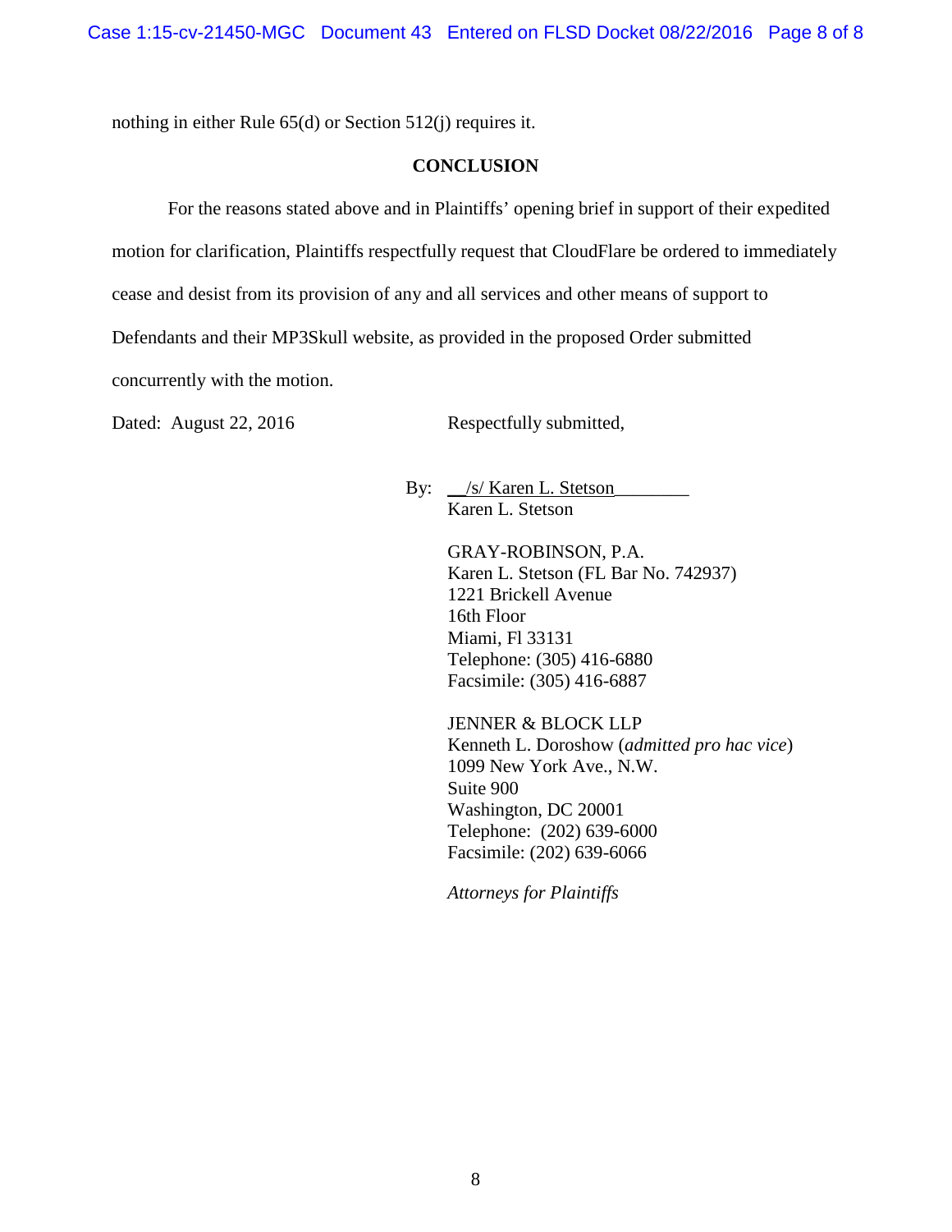nothing in either Rule 65(d) or Section 512(j) requires it.

## CONCLUSION

For the reasons stated above and in Plaintiffs' opening brief in support of their expedited motion for clarification, Plaintiffs respectfully request that CloudFlare be ordered to immediately cease and desist from its provision of any and all services and other means of support to Defendants and their MP3Skull website, as provided in the proposed Order submitted concurrently with the motion.

Dated: August 22, 2016

Respectfully submitted,

By: /s/ Karen L. Stetson
Karen L. Stetson

GRAY-ROBINSON, P.A.
Karen L. Stetson (FL Bar No. 742937)
1221 Brickell Avenue
16th Floor
Miami, Fl 33131
Telephone: (305) 416-6880
Facsimile: (305) 416-6887

JENNER & BLOCK LLP
Kenneth L. Doroshow (*admitted pro hac vice*)
1099 New York Ave., N.W.
Suite 900
Washington, DC 20001
Telephone: (202) 639-6000
Facsimile: (202) 639-6066

*Attorneys for Plaintiffs*